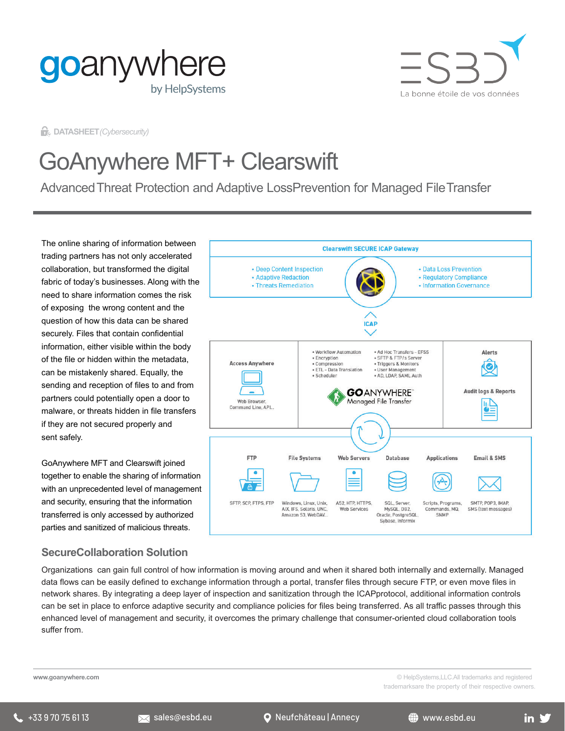goanywhere by HelpSystems

ESBD — La bonne étoile de vos données

DATASHEET *(Cybersecurity)*

# GoAnywhere MFT+ Clearswift

## Advanced Threat Protection and Adaptive LossPrevention for Managed FileTransfer

The online sharing of information between trading partners has not only accelerated collaboration, but transformed the digital fabric of today's businesses. Along with the need to share information comes the risk of exposing the wrong content and the question of how this data can be shared securely. Files that contain confidential information, either visible within the body of the file or hidden within the metadata, can be mistakenly shared. Equally, the sending and reception of files to and from partners could potentially open a door to malware, or threats hidden in file transfers if they are not secured properly and sent safely.

GoAnywhere MFT and Clearswift joined together to enable the sharing of information with an unprecedented level of management and security, ensuring that the information transferred is only accessed by authorized parties and sanitized of malicious threats.

Clearswift SECURE ICAP Gateway

- Deep Content Inspection
- Adaptive Redaction
- Threats Remediation

- Data Loss Prevention
- Regulatory Compliance
- Information Governance

ICAP

Access Anywhere — Web Browser, Command Line, API...

- Workflow Automation
- Encryption
- Compression
- ETL - Data Translation
- Scheduler

- Ad Hoc Transfers - EFSS
- SFTP & FTP/s Server
- Triggers & Monitors
- User Management
- AD, LDAP, SAML Auth

GOANYWHERE Managed File Transfer

Alerts

Audit logs & Reports

| FTP | File Systems | Web Servers | Database | Applications | Email & SMS |
|---|---|---|---|---|---|
| SFTP, SCP, FTPS, FTP | Windows, Linux, Unix, AIX, IFS, Solaris, UNC, Amazon S3, WebDAV... | AS2, HTP, HTTPS, Web Services | SQL, Server, MySQL, DB2, Oracle, PostgreSQL, Sybase, Informix | Scripts, Programs, Commands, MQ, SNMP | SMTP, POP3, IMAP, SMS (text messages) |

### SecureCollaboration Solution

Organizations can gain full control of how information is moving around and when it shared both internally and externally. Managed data flows can be easily defined to exchange information through a portal, transfer files through secure FTP, or even move files in network shares. By integrating a deep layer of inspection and sanitization through the ICAPprotocol, additional information controls can be set in place to enforce adaptive security and compliance policies for files being transferred. As all traffic passes through this enhanced level of management and security, it overcomes the primary challenge that consumer-oriented cloud collaboration tools suffer from.

www.goanywhere.com

© HelpSystems,LLC.All trademarks and registered trademarksare the property of their respective owners.

+33 9 70 75 61 13 | sales@esbd.eu | Neufchâteau | Annecy | www.esbd.eu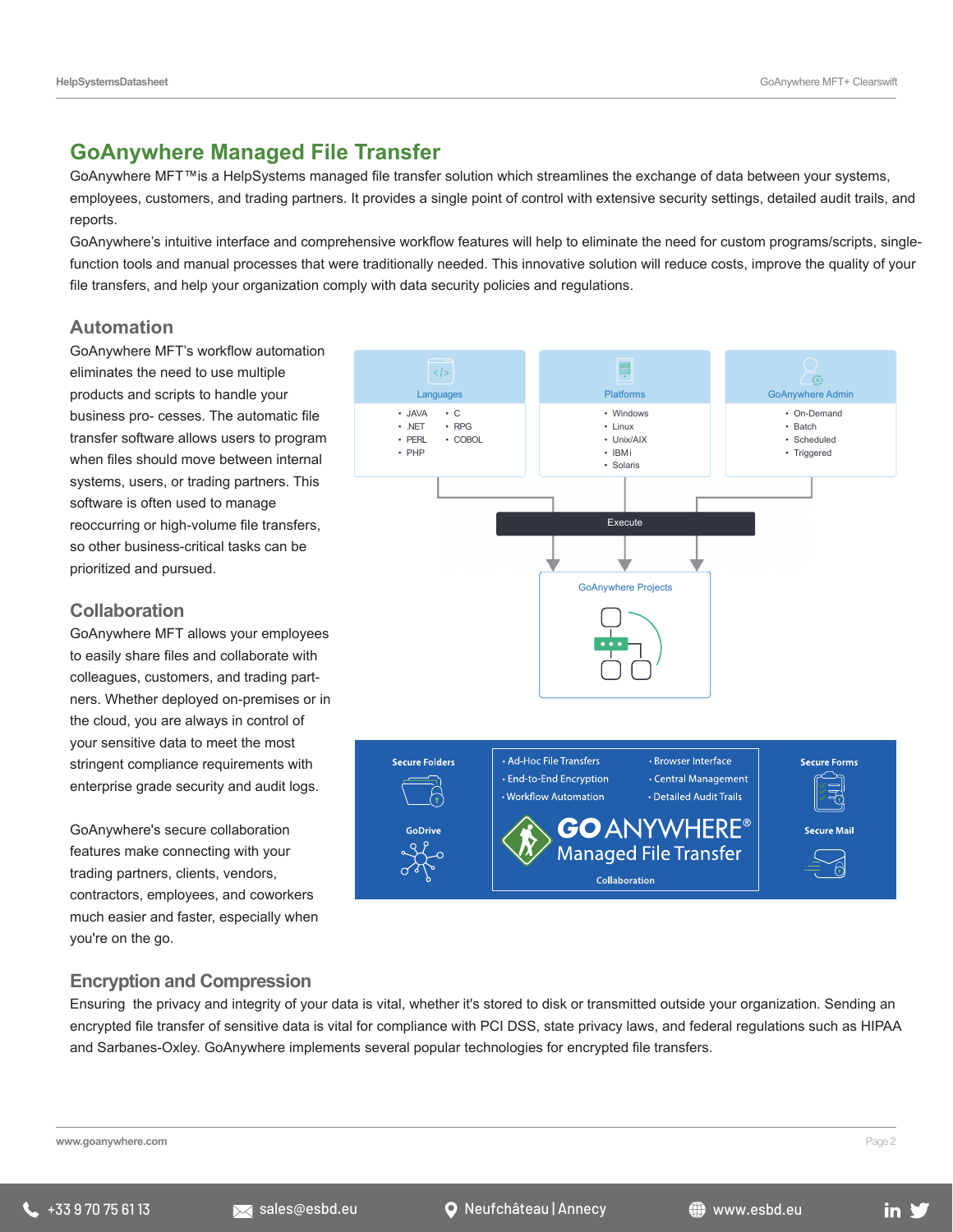# GoAnywhere Managed File Transfer

GoAnywhere MFT™is a HelpSystems managed file transfer solution which streamlines the exchange of data between your systems, employees, customers, and trading partners. It provides a single point of control with extensive security settings, detailed audit trails, and reports.

GoAnywhere's intuitive interface and comprehensive workflow features will help to eliminate the need for custom programs/scripts, single-function tools and manual processes that were traditionally needed. This innovative solution will reduce costs, improve the quality of your file transfers, and help your organization comply with data security policies and regulations.

## Automation

GoAnywhere MFT's workflow automation eliminates the need to use multiple products and scripts to handle your business pro- cesses. The automatic file transfer software allows users to program when files should move between internal systems, users, or trading partners. This software is often used to manage reoccurring or high-volume file transfers, so other business-critical tasks can be prioritized and pursued.

**Languages**
- JAVA
- .NET
- PERL
- PHP
- C
- RPG
- COBOL

**Platforms**
- Windows
- Linux
- Unix/AIX
- IBM i
- Solaris

**GoAnywhere Admin**
- On-Demand
- Batch
- Scheduled
- Triggered

Execute

GoAnywhere Projects

## Collaboration

GoAnywhere MFT allows your employees to easily share files and collaborate with colleagues, customers, and trading part- ners. Whether deployed on-premises or in the cloud, you are always in control of your sensitive data to meet the most stringent compliance requirements with enterprise grade security and audit logs.

GoAnywhere's secure collaboration features make connecting with your trading partners, clients, vendors, contractors, employees, and coworkers much easier and faster, especially when you're on the go.

Secure Folders

GoDrive

- Ad-Hoc File Transfers
- End-to-End Encryption
- Workflow Automation
- Browser Interface
- Central Management
- Detailed Audit Trails

GO ANYWHERE® Managed File Transfer

Collaboration

Secure Forms

Secure Mail

## Encryption and Compression

Ensuring the privacy and integrity of your data is vital, whether it's stored to disk or transmitted outside your organization. Sending an encrypted file transfer of sensitive data is vital for compliance with PCI DSS, state privacy laws, and federal regulations such as HIPAA and Sarbanes-Oxley. GoAnywhere implements several popular technologies for encrypted file transfers.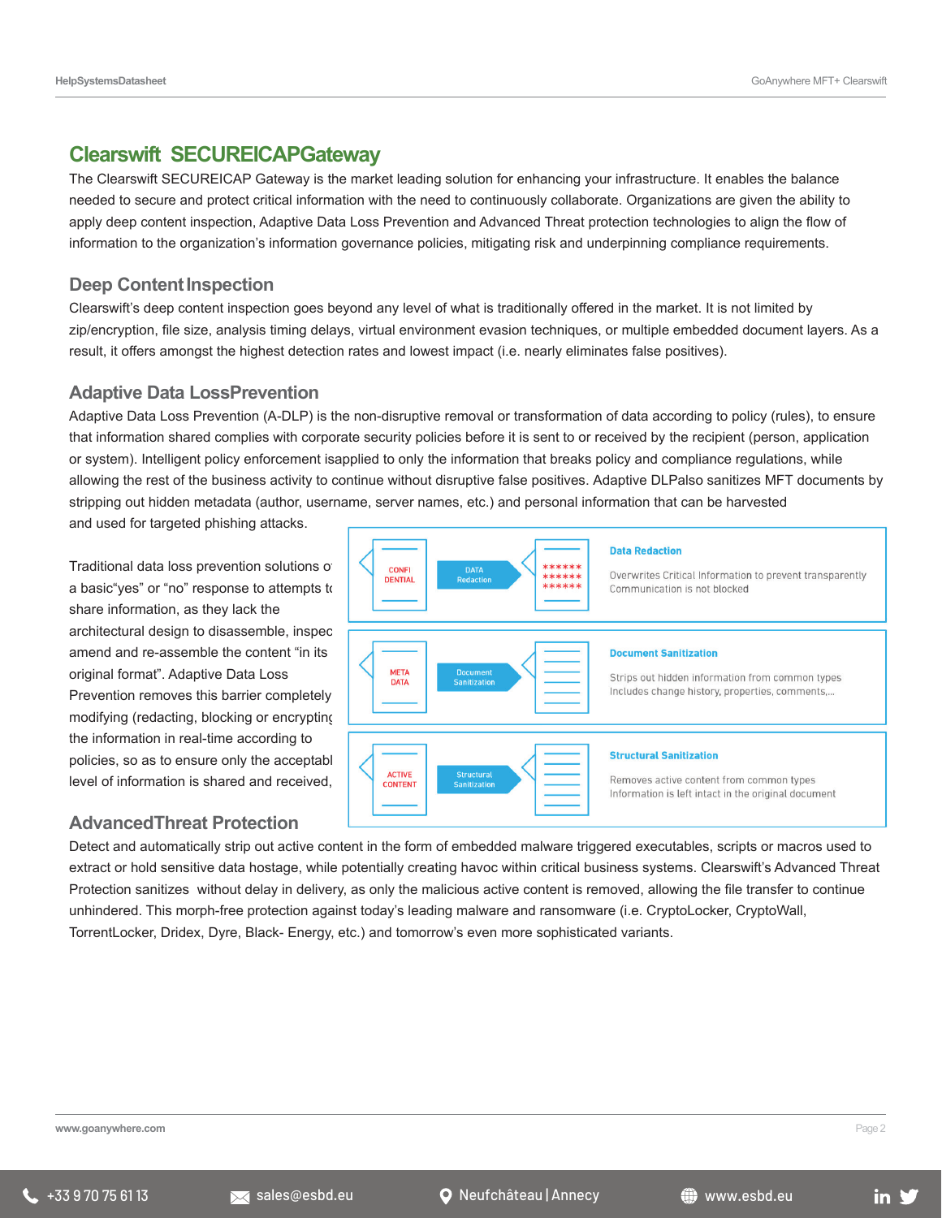## Clearswift SECUREICAP Gateway

The Clearswift SECUREICAP Gateway is the market leading solution for enhancing your infrastructure. It enables the balance needed to secure and protect critical information with the need to continuously collaborate. Organizations are given the ability to apply deep content inspection, Adaptive Data Loss Prevention and Advanced Threat protection technologies to align the flow of information to the organization's information governance policies, mitigating risk and underpinning compliance requirements.

### Deep Content Inspection

Clearswift's deep content inspection goes beyond any level of what is traditionally offered in the market. It is not limited by zip/encryption, file size, analysis timing delays, virtual environment evasion techniques, or multiple embedded document layers. As a result, it offers amongst the highest detection rates and lowest impact (i.e. nearly eliminates false positives).

### Adaptive Data Loss Prevention

Adaptive Data Loss Prevention (A-DLP) is the non-disruptive removal or transformation of data according to policy (rules), to ensure that information shared complies with corporate security policies before it is sent to or received by the recipient (person, application or system). Intelligent policy enforcement is applied to only the information that breaks policy and compliance regulations, while allowing the rest of the business activity to continue without disruptive false positives. Adaptive DLP also sanitizes MFT documents by stripping out hidden metadata (author, username, server names, etc.) and personal information that can be harvested and used for targeted phishing attacks.

Traditional data loss prevention solutions o a basic "yes" or "no" response to attempts t share information, as they lack the architectural design to disassemble, inspec amend and re-assemble the content "in its original format". Adaptive Data Loss Prevention removes this barrier completely modifying (redacting, blocking or encryptin the information in real-time according to policies, so as to ensure only the acceptabl level of information is shared and received,

CONFI DENTIAL → DATA Redaction → ****** ****** ******

**Data Redaction**

Overwrites Critical Information to prevent transparently Communication is not blocked

META DATA → Document Sanitization

**Document Sanitization**

Strips out hidden information from common types Includes change history, properties, comments,...

ACTIVE CONTENT → Structural Sanitization

**Structural Sanitization**

Removes active content from common types Information is left intact in the original document

### Advanced Threat Protection

Detect and automatically strip out active content in the form of embedded malware triggered executables, scripts or macros used to extract or hold sensitive data hostage, while potentially creating havoc within critical business systems. Clearswift's Advanced Threat Protection sanitizes without delay in delivery, as only the malicious active content is removed, allowing the file transfer to continue unhindered. This morph-free protection against today's leading malware and ransomware (i.e. CryptoLocker, CryptoWall, TorrentLocker, Dridex, Dyre, Black- Energy, etc.) and tomorrow's even more sophisticated variants.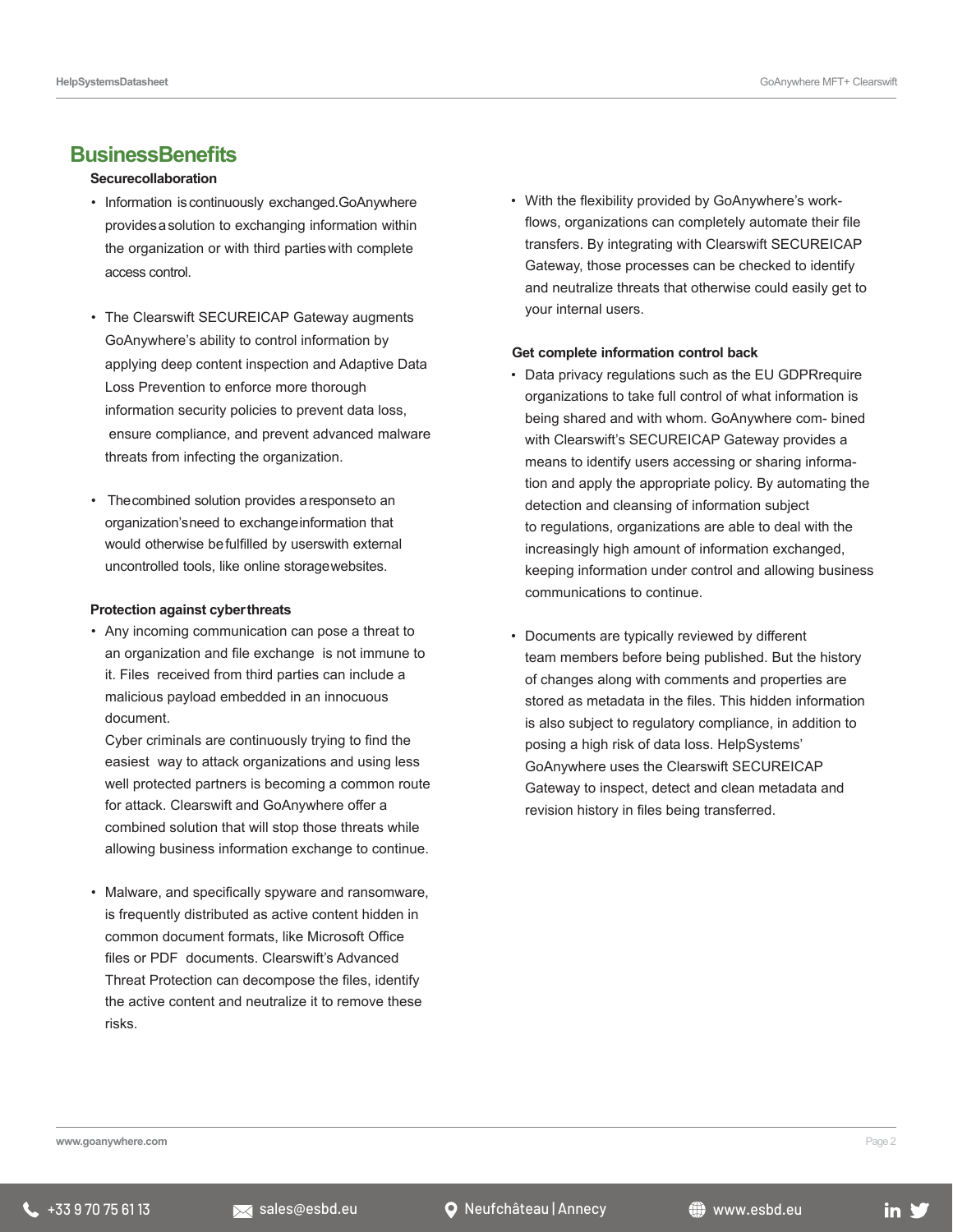## Business Benefits

### Secure collaboration

- Information is continuously exchanged. GoAnywhere provides a solution to exchanging information within the organization or with third parties with complete access control.

- The Clearswift SECUREICAP Gateway augments GoAnywhere's ability to control information by applying deep content inspection and Adaptive Data Loss Prevention to enforce more thorough information security policies to prevent data loss, ensure compliance, and prevent advanced malware threats from infecting the organization.

- The combined solution provides a response to an organization's need to exchange information that would otherwise be fulfilled by users with external uncontrolled tools, like online storage websites.

### Protection against cyber threats

- Any incoming communication can pose a threat to an organization and file exchange is not immune to it. Files received from third parties can include a malicious payload embedded in an innocuous document.
  Cyber criminals are continuously trying to find the easiest way to attack organizations and using less well protected partners is becoming a common route for attack. Clearswift and GoAnywhere offer a combined solution that will stop those threats while allowing business information exchange to continue.

- Malware, and specifically spyware and ransomware, is frequently distributed as active content hidden in common document formats, like Microsoft Office files or PDF documents. Clearswift's Advanced Threat Protection can decompose the files, identify the active content and neutralize it to remove these risks.

- With the flexibility provided by GoAnywhere's work-flows, organizations can completely automate their file transfers. By integrating with Clearswift SECUREICAP Gateway, those processes can be checked to identify and neutralize threats that otherwise could easily get to your internal users.

### Get complete information control back

- Data privacy regulations such as the EU GDPR require organizations to take full control of what information is being shared and with whom. GoAnywhere com- bined with Clearswift's SECUREICAP Gateway provides a means to identify users accessing or sharing informa- tion and apply the appropriate policy. By automating the detection and cleansing of information subject to regulations, organizations are able to deal with the increasingly high amount of information exchanged, keeping information under control and allowing business communications to continue.

- Documents are typically reviewed by different team members before being published. But the history of changes along with comments and properties are stored as metadata in the files. This hidden information is also subject to regulatory compliance, in addition to posing a high risk of data loss. HelpSystems' GoAnywhere uses the Clearswift SECUREICAP Gateway to inspect, detect and clean metadata and revision history in files being transferred.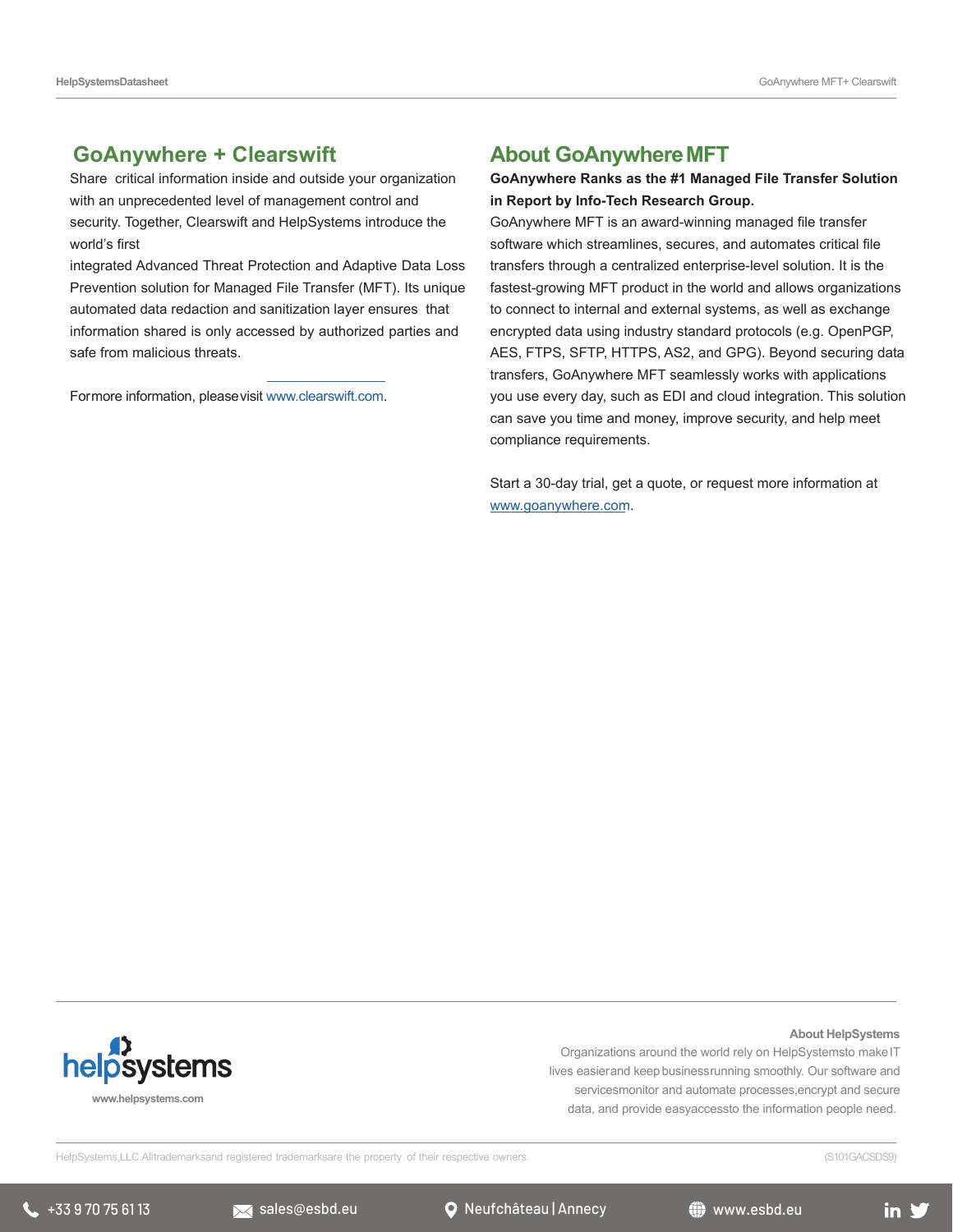## GoAnywhere + Clearswift

Share critical information inside and outside your organization with an unprecedented level of management control and security. Together, Clearswift and HelpSystems introduce the world's first integrated Advanced Threat Protection and Adaptive Data Loss Prevention solution for Managed File Transfer (MFT). Its unique automated data redaction and sanitization layer ensures that information shared is only accessed by authorized parties and safe from malicious threats.

For more information, please visit www.clearswift.com.

## About GoAnywhere MFT

**GoAnywhere Ranks as the #1 Managed File Transfer Solution in Report by Info-Tech Research Group.**

GoAnywhere MFT is an award-winning managed file transfer software which streamlines, secures, and automates critical file transfers through a centralized enterprise-level solution. It is the fastest-growing MFT product in the world and allows organizations to connect to internal and external systems, as well as exchange encrypted data using industry standard protocols (e.g. OpenPGP, AES, FTPS, SFTP, HTTPS, AS2, and GPG). Beyond securing data transfers, GoAnywhere MFT seamlessly works with applications you use every day, such as EDI and cloud integration. This solution can save you time and money, improve security, and help meet compliance requirements.

Start a 30-day trial, get a quote, or request more information at www.goanywhere.com.

helpsystems

www.helpsystems.com

**About HelpSystems**

Organizations around the world rely on HelpSystems to make IT lives easier and keep business running smoothly. Our software and services monitor and automate processes, encrypt and secure data, and provide easy access to the information people need.

HelpSystems, LLC. All trademarks and registered trademarks are the property of their respective owners.

(S101GACSDS9)

+33 9 70 75 61 13 | sales@esbd.eu | Neufchâteau | Annecy | www.esbd.eu